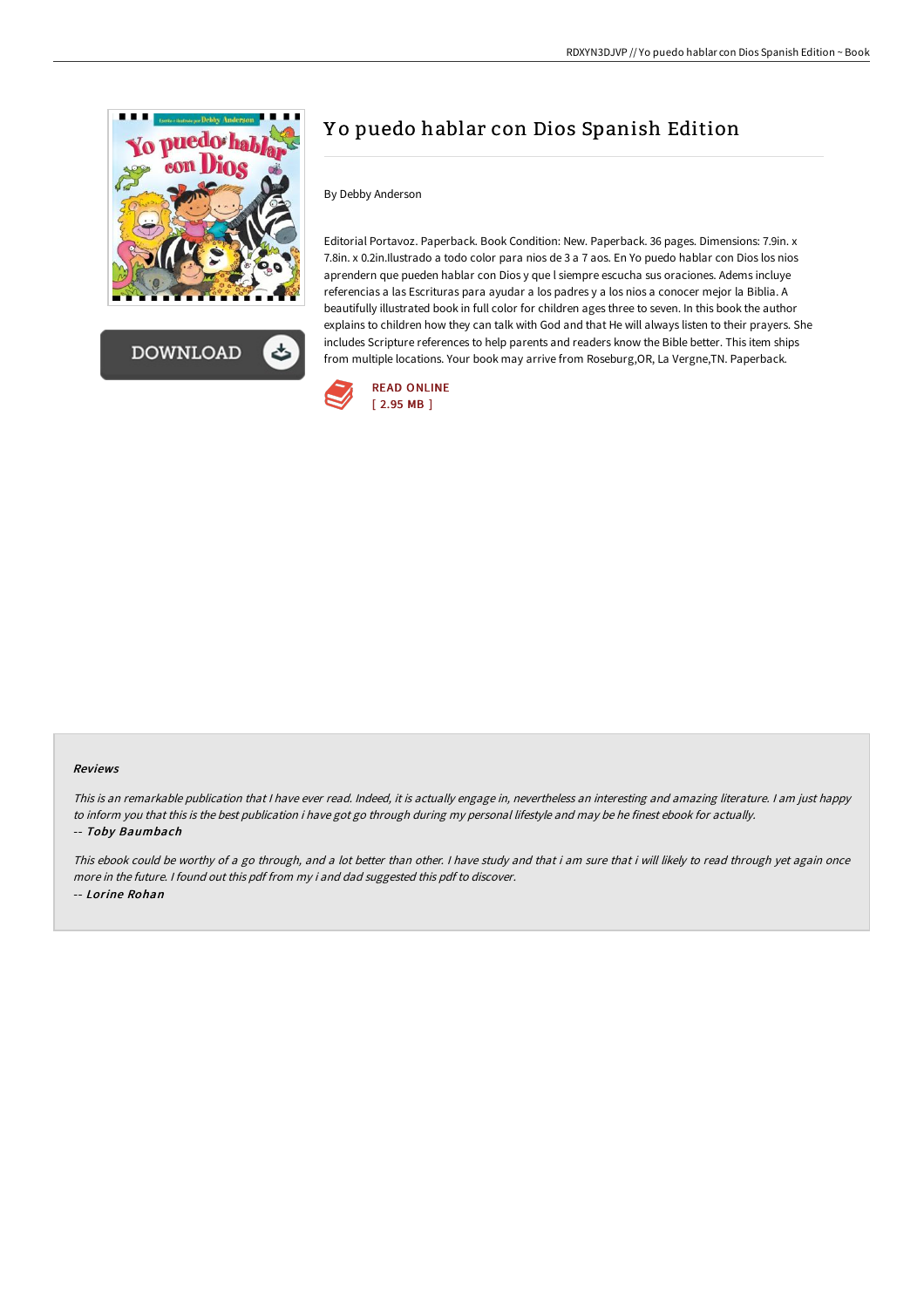# Yo puedo hablar con Dios Spanish Edition

By Debby Anderson

Editorial Portavoz. Paperback. Book Condition: New. Paperback. 36 pages. Dimensions: 7.9in. x 7.8in. x 0.2in.Ilustrado a todo color para nios de 3 a 7 aos. En Yo puedo hablar con Dios los nios aprendern que pueden hablar con Dios y que l siempre escucha sus oraciones. Adems incluye referencias a las Escrituras para ayudar a los padres y a los nios a conocer mejor la Biblia. A beautifully illustrated book in full color for children ages three to seven. In this book the author explains to children how they can talk with God and that He will always listen to their prayers. She includes Scripture references to help parents and readers know the Bible better. This item ships from multiple locations. Your book may arrive from Roseburg,OR, La Vergne,TN. Paperback.

READ ONLINE
[ 2.95 MB ]

### Reviews

*This is an remarkable publication that I have ever read. Indeed, it is actually engage in, nevertheless an interesting and amazing literature. I am just happy to inform you that this is the best publication i have got go through during my personal lifestyle and may be he finest ebook for actually.*

*-- Toby Baumbach*

*This ebook could be worthy of a go through, and a lot better than other. I have study and that i am sure that i will likely to read through yet again once more in the future. I found out this pdf from my i and dad suggested this pdf to discover.*

*-- Lorine Rohan*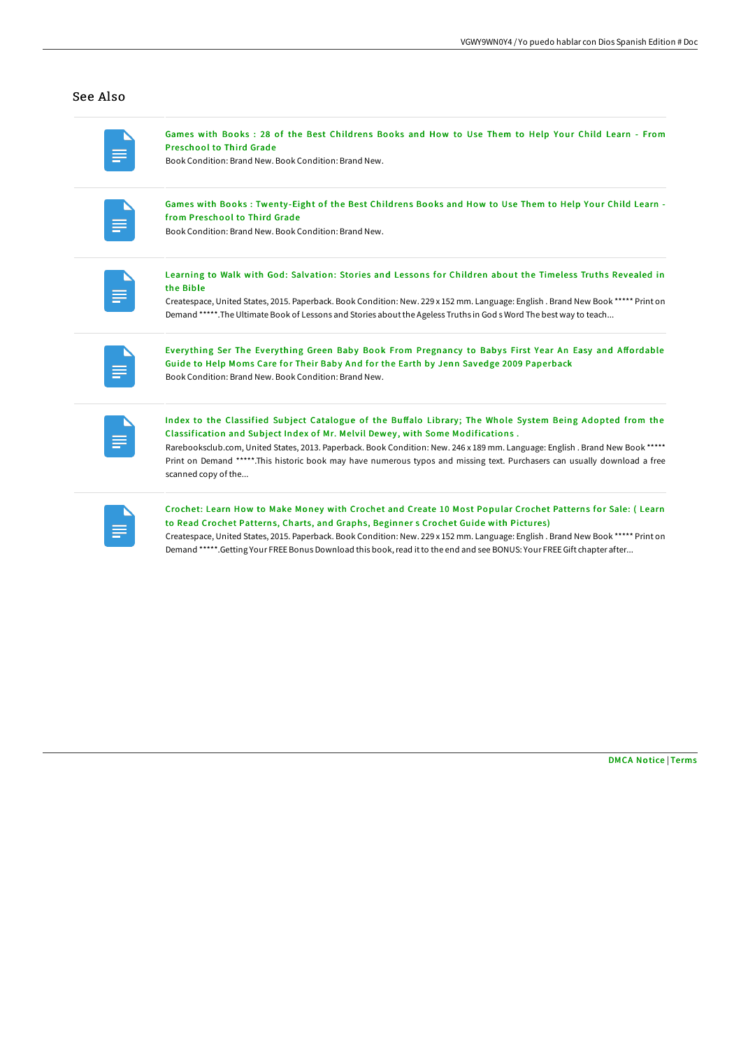## See Also

**Games with Books : 28 of the Best Childrens Books and How to Use Them to Help Your Child Learn - From Preschool to Third Grade**

Book Condition: Brand New. Book Condition: Brand New.

**Games with Books : Twenty-Eight of the Best Childrens Books and How to Use Them to Help Your Child Learn - from Preschool to Third Grade**

Book Condition: Brand New. Book Condition: Brand New.

**Learning to Walk with God: Salvation: Stories and Lessons for Children about the Timeless Truths Revealed in the Bible**

Createspace, United States, 2015. Paperback. Book Condition: New. 229 x 152 mm. Language: English . Brand New Book ***** Print on Demand *****.The Ultimate Book of Lessons and Stories about the Ageless Truths in God s Word The best way to teach...

**Everything Ser The Everything Green Baby Book From Pregnancy to Babys First Year An Easy and Affordable Guide to Help Moms Care for Their Baby And for the Earth by Jenn Savedge 2009 Paperback**

Book Condition: Brand New. Book Condition: Brand New.

**Index to the Classified Subject Catalogue of the Buffalo Library; The Whole System Being Adopted from the Classification and Subject Index of Mr. Melvil Dewey, with Some Modifications .**

Rarebooksclub.com, United States, 2013. Paperback. Book Condition: New. 246 x 189 mm. Language: English . Brand New Book ***** Print on Demand *****.This historic book may have numerous typos and missing text. Purchasers can usually download a free scanned copy of the...

**Crochet: Learn How to Make Money with Crochet and Create 10 Most Popular Crochet Patterns for Sale: ( Learn to Read Crochet Patterns, Charts, and Graphs, Beginner s Crochet Guide with Pictures)**

Createspace, United States, 2015. Paperback. Book Condition: New. 229 x 152 mm. Language: English . Brand New Book ***** Print on Demand *****.Getting Your FREE Bonus Download this book, read it to the end and see BONUS: Your FREE Gift chapter after...